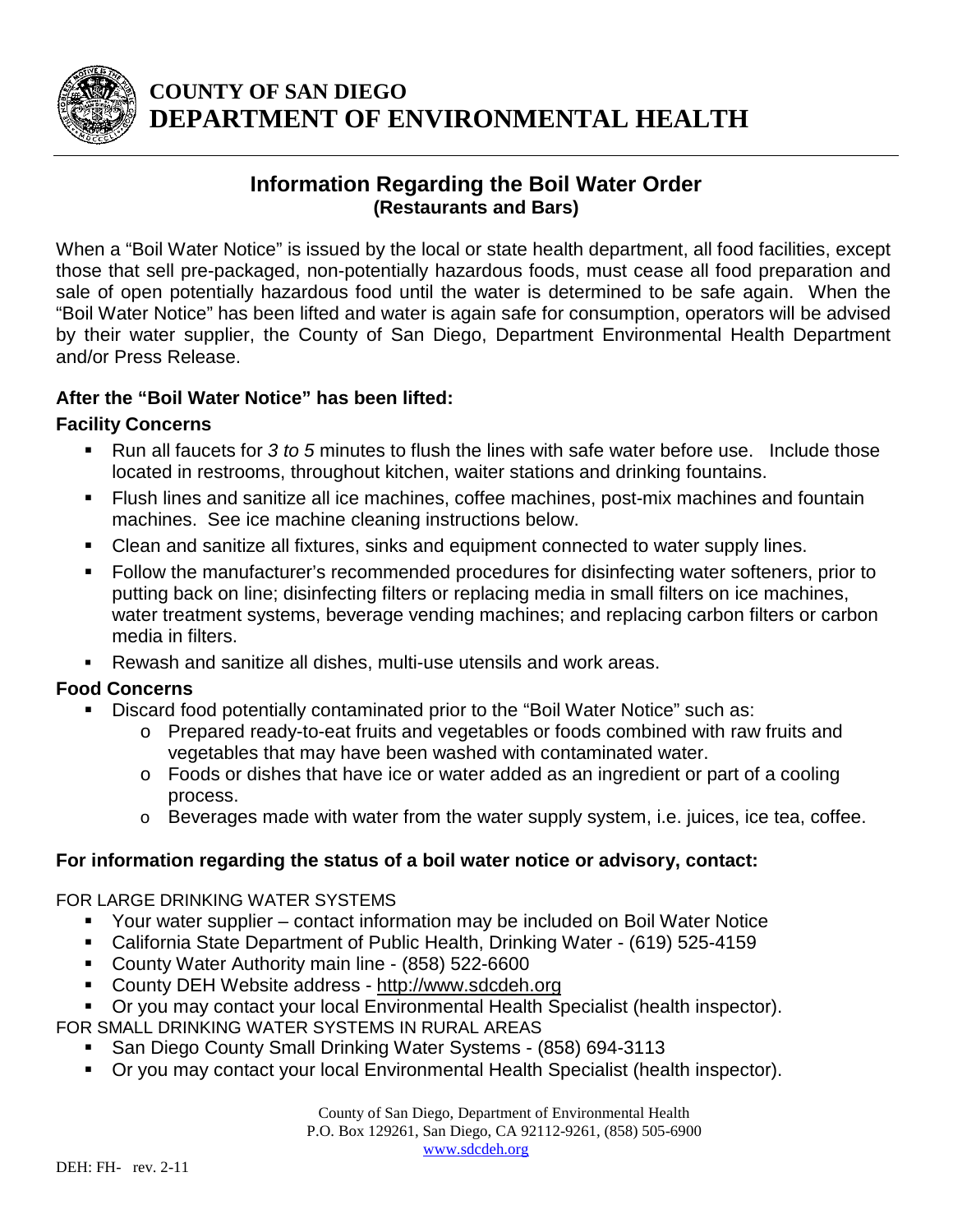# COUNTY OF SAN DIEGO
# DEPARTMENT OF ENVIRONMENTAL HEALTH

## Information Regarding the Boil Water Order
**(Restaurants and Bars)**

When a "Boil Water Notice" is issued by the local or state health department, all food facilities, except those that sell pre-packaged, non-potentially hazardous foods, must cease all food preparation and sale of open potentially hazardous food until the water is determined to be safe again. When the "Boil Water Notice" has been lifted and water is again safe for consumption, operators will be advised by their water supplier, the County of San Diego, Department Environmental Health Department and/or Press Release.

### After the "Boil Water Notice" has been lifted:

**Facility Concerns**

- Run all faucets for *3 to 5* minutes to flush the lines with safe water before use. Include those located in restrooms, throughout kitchen, waiter stations and drinking fountains.
- Flush lines and sanitize all ice machines, coffee machines, post-mix machines and fountain machines. See ice machine cleaning instructions below.
- Clean and sanitize all fixtures, sinks and equipment connected to water supply lines.
- Follow the manufacturer's recommended procedures for disinfecting water softeners, prior to putting back on line; disinfecting filters or replacing media in small filters on ice machines, water treatment systems, beverage vending machines; and replacing carbon filters or carbon media in filters.
- Rewash and sanitize all dishes, multi-use utensils and work areas.

**Food Concerns**

- Discard food potentially contaminated prior to the "Boil Water Notice" such as:
  - Prepared ready-to-eat fruits and vegetables or foods combined with raw fruits and vegetables that may have been washed with contaminated water.
  - Foods or dishes that have ice or water added as an ingredient or part of a cooling process.
  - Beverages made with water from the water supply system, i.e. juices, ice tea, coffee.

### For information regarding the status of a boil water notice or advisory, contact:

FOR LARGE DRINKING WATER SYSTEMS

- Your water supplier – contact information may be included on Boil Water Notice
- California State Department of Public Health, Drinking Water - (619) 525-4159
- County Water Authority main line - (858) 522-6600
- County DEH Website address - http://www.sdcdeh.org
- Or you may contact your local Environmental Health Specialist (health inspector).

FOR SMALL DRINKING WATER SYSTEMS IN RURAL AREAS

- San Diego County Small Drinking Water Systems - (858) 694-3113
- Or you may contact your local Environmental Health Specialist (health inspector).

County of San Diego, Department of Environmental Health
P.O. Box 129261, San Diego, CA 92112-9261, (858) 505-6900
www.sdcdeh.org

DEH: FH- rev. 2-11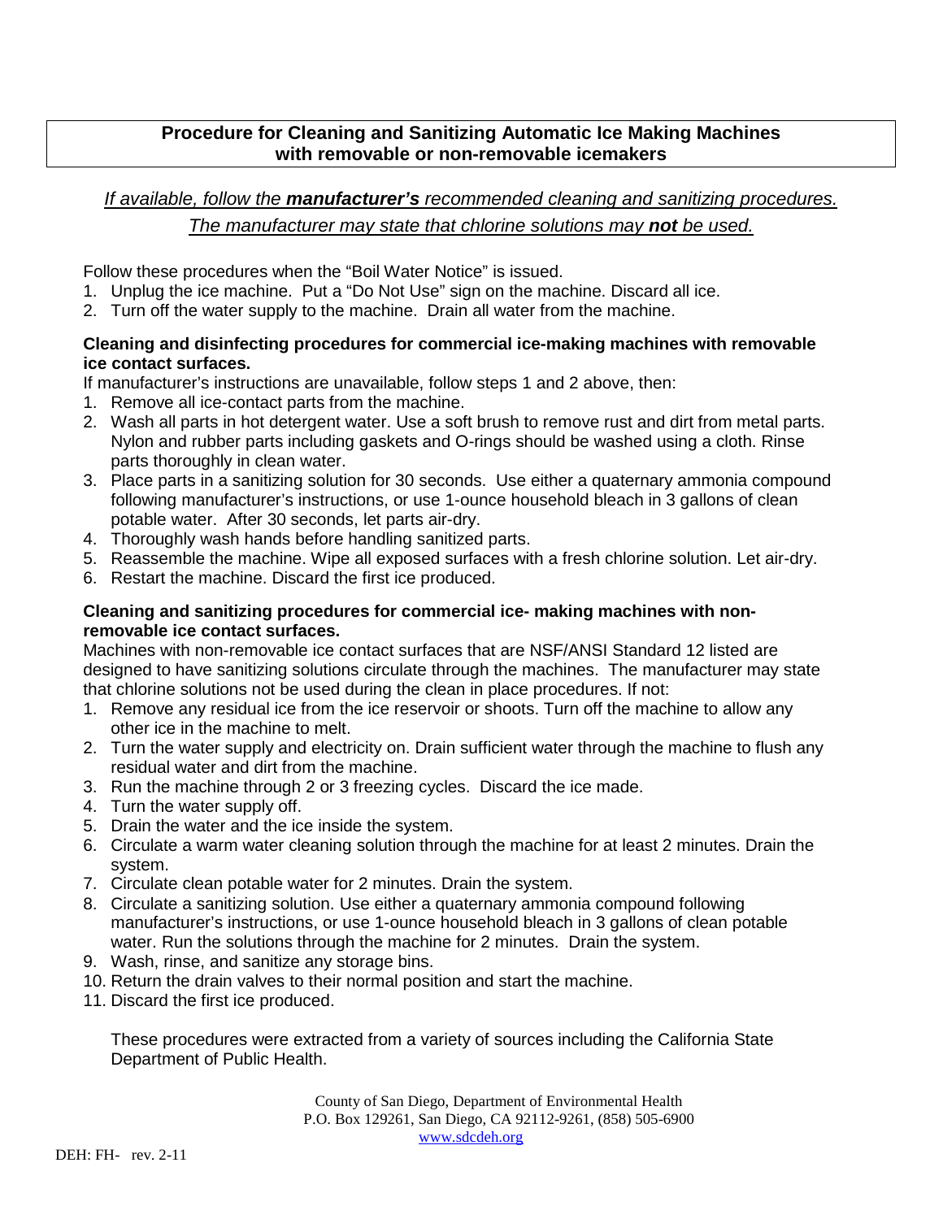## Procedure for Cleaning and Sanitizing Automatic Ice Making Machines with removable or non-removable icemakers

*If available, follow the* ***manufacturer's*** *recommended cleaning and sanitizing procedures.*

*The manufacturer may state that chlorine solutions may* ***not*** *be used.*

Follow these procedures when the "Boil Water Notice" is issued.

1. Unplug the ice machine. Put a "Do Not Use" sign on the machine. Discard all ice.
2. Turn off the water supply to the machine. Drain all water from the machine.

**Cleaning and disinfecting procedures for commercial ice-making machines with removable ice contact surfaces.**

If manufacturer's instructions are unavailable, follow steps 1 and 2 above, then:

1. Remove all ice-contact parts from the machine.
2. Wash all parts in hot detergent water. Use a soft brush to remove rust and dirt from metal parts. Nylon and rubber parts including gaskets and O-rings should be washed using a cloth. Rinse parts thoroughly in clean water.
3. Place parts in a sanitizing solution for 30 seconds. Use either a quaternary ammonia compound following manufacturer's instructions, or use 1-ounce household bleach in 3 gallons of clean potable water. After 30 seconds, let parts air-dry.
4. Thoroughly wash hands before handling sanitized parts.
5. Reassemble the machine. Wipe all exposed surfaces with a fresh chlorine solution. Let air-dry.
6. Restart the machine. Discard the first ice produced.

**Cleaning and sanitizing procedures for commercial ice- making machines with non-removable ice contact surfaces.**

Machines with non-removable ice contact surfaces that are NSF/ANSI Standard 12 listed are designed to have sanitizing solutions circulate through the machines. The manufacturer may state that chlorine solutions not be used during the clean in place procedures. If not:

1. Remove any residual ice from the ice reservoir or shoots. Turn off the machine to allow any other ice in the machine to melt.
2. Turn the water supply and electricity on. Drain sufficient water through the machine to flush any residual water and dirt from the machine.
3. Run the machine through 2 or 3 freezing cycles. Discard the ice made.
4. Turn the water supply off.
5. Drain the water and the ice inside the system.
6. Circulate a warm water cleaning solution through the machine for at least 2 minutes. Drain the system.
7. Circulate clean potable water for 2 minutes. Drain the system.
8. Circulate a sanitizing solution. Use either a quaternary ammonia compound following manufacturer's instructions, or use 1-ounce household bleach in 3 gallons of clean potable water. Run the solutions through the machine for 2 minutes. Drain the system.
9. Wash, rinse, and sanitize any storage bins.
10. Return the drain valves to their normal position and start the machine.
11. Discard the first ice produced.

These procedures were extracted from a variety of sources including the California State Department of Public Health.

County of San Diego, Department of Environmental Health
P.O. Box 129261, San Diego, CA 92112-9261, (858) 505-6900
www.sdcdeh.org

DEH: FH- rev. 2-11